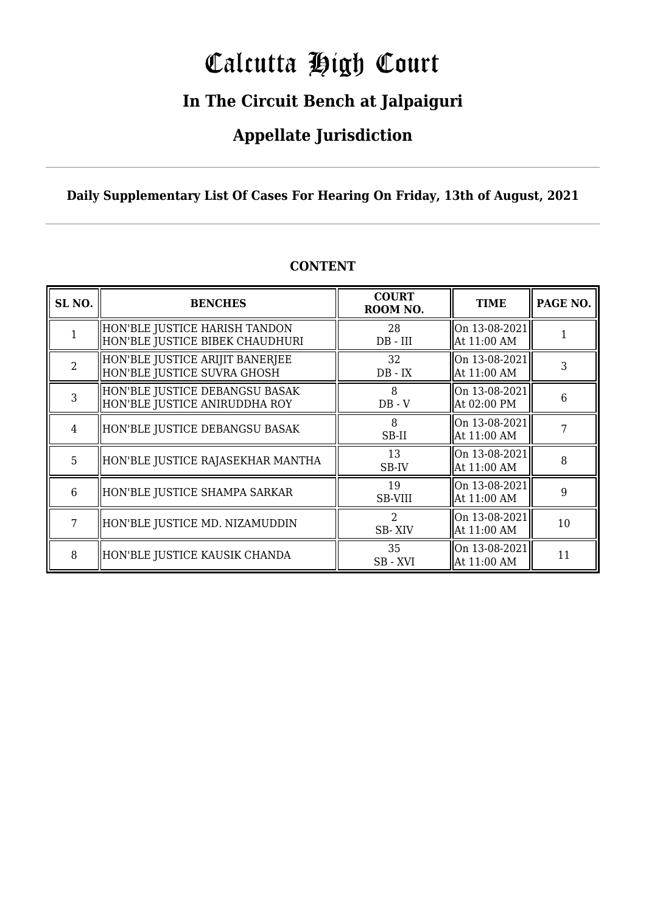# Calcutta High Court

## In The Circuit Bench at Jalpaiguri

## Appellate Jurisdiction

**Daily Supplementary List Of Cases For Hearing On Friday, 13th of August, 2021**

**CONTENT**

| SL NO. | BENCHES | COURT ROOM NO. | TIME | PAGE NO. |
|---|---|---|---|---|
| 1 | HON'BLE JUSTICE HARISH TANDON<br>HON'BLE JUSTICE BIBEK CHAUDHURI | 28<br>DB - III | On 13-08-2021<br>At 11:00 AM | 1 |
| 2 | HON'BLE JUSTICE ARIJIT BANERJEE<br>HON'BLE JUSTICE SUVRA GHOSH | 32<br>DB - IX | On 13-08-2021<br>At 11:00 AM | 3 |
| 3 | HON'BLE JUSTICE DEBANGSU BASAK<br>HON'BLE JUSTICE ANIRUDDHA ROY | 8<br>DB - V | On 13-08-2021<br>At 02:00 PM | 6 |
| 4 | HON'BLE JUSTICE DEBANGSU BASAK | 8<br>SB-II | On 13-08-2021<br>At 11:00 AM | 7 |
| 5 | HON'BLE JUSTICE RAJASEKHAR MANTHA | 13<br>SB-IV | On 13-08-2021<br>At 11:00 AM | 8 |
| 6 | HON'BLE JUSTICE SHAMPA SARKAR | 19<br>SB-VIII | On 13-08-2021<br>At 11:00 AM | 9 |
| 7 | HON'BLE JUSTICE MD. NIZAMUDDIN | 2<br>SB- XIV | On 13-08-2021<br>At 11:00 AM | 10 |
| 8 | HON'BLE JUSTICE KAUSIK CHANDA | 35<br>SB - XVI | On 13-08-2021<br>At 11:00 AM | 11 |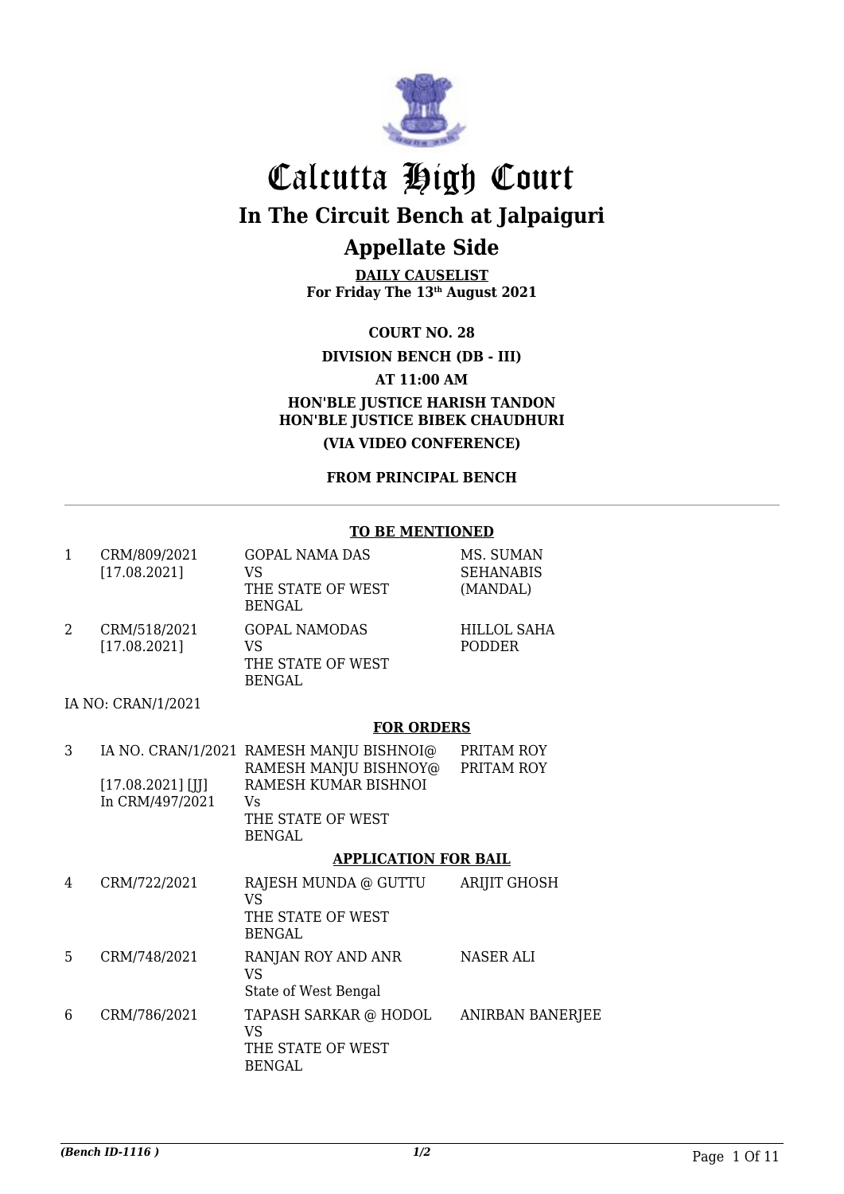# Calcutta High Court

## In The Circuit Bench at Jalpaiguri

## Appellate Side

**DAILY CAUSELIST**
**For Friday The 13th August 2021**

**COURT NO. 28**

**DIVISION BENCH (DB - III)**

**AT 11:00 AM**

**HON'BLE JUSTICE HARISH TANDON**
**HON'BLE JUSTICE BIBEK CHAUDHURI**

**(VIA VIDEO CONFERENCE)**

**FROM PRINCIPAL BENCH**

---

**TO BE MENTIONED**

| | | | |
|---|---|---|---|
| 1 | CRM/809/2021 [17.08.2021] | GOPAL NAMA DAS VS THE STATE OF WEST BENGAL | MS. SUMAN SEHANABIS (MANDAL) |
| 2 | CRM/518/2021 [17.08.2021] | GOPAL NAMODAS VS THE STATE OF WEST BENGAL | HILLOL SAHA PODDER |

IA NO: CRAN/1/2021

**FOR ORDERS**

| | | | |
|---|---|---|---|
| 3 | IA NO. CRAN/1/2021 [17.08.2021] [JJ] In CRM/497/2021 | RAMESH MANJU BISHNOI@ RAMESH MANJU BISHNOY@ RAMESH KUMAR BISHNOI Vs THE STATE OF WEST BENGAL | PRITAM ROY PRITAM ROY |

**APPLICATION FOR BAIL**

| | | | |
|---|---|---|---|
| 4 | CRM/722/2021 | RAJESH MUNDA @ GUTTU VS THE STATE OF WEST BENGAL | ARIJIT GHOSH |
| 5 | CRM/748/2021 | RANJAN ROY AND ANR VS State of West Bengal | NASER ALI |
| 6 | CRM/786/2021 | TAPASH SARKAR @ HODOL VS THE STATE OF WEST BENGAL | ANIRBAN BANERJEE |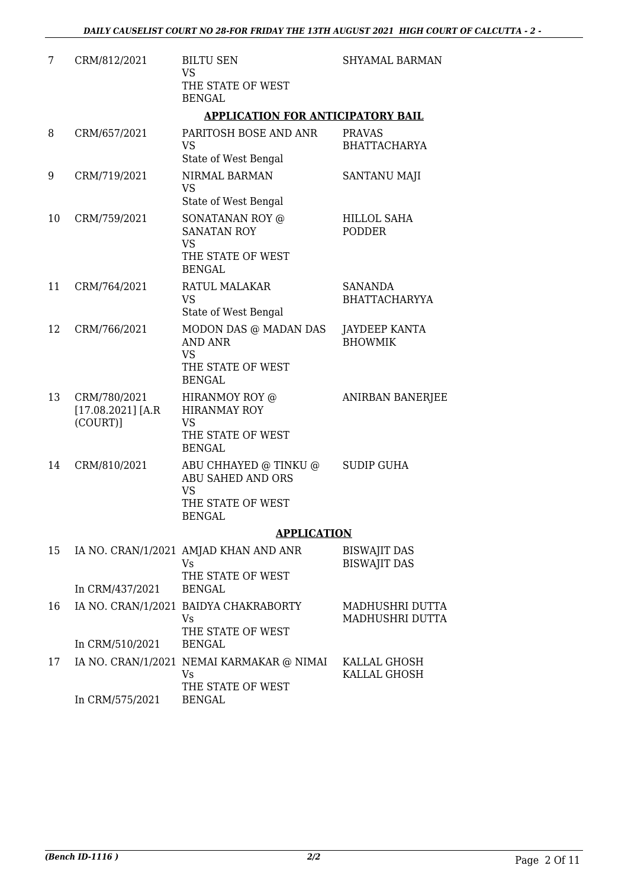| 7 | CRM/812/2021 | BILTU SEN<br>VS<br>THE STATE OF WEST BENGAL | SHYAMAL BARMAN |
|---|---|---|---|

**APPLICATION FOR ANTICIPATORY BAIL**

| 8 | CRM/657/2021 | PARITOSH BOSE AND ANR<br>VS<br>State of West Bengal | PRAVAS BHATTACHARYA |
|---|---|---|---|
| 9 | CRM/719/2021 | NIRMAL BARMAN<br>VS<br>State of West Bengal | SANTANU MAJI |
| 10 | CRM/759/2021 | SONATANAN ROY @ SANATAN ROY<br>VS<br>THE STATE OF WEST BENGAL | HILLOL SAHA PODDER |
| 11 | CRM/764/2021 | RATUL MALAKAR<br>VS<br>State of West Bengal | SANANDA BHATTACHARYYA |
| 12 | CRM/766/2021 | MODON DAS @ MADAN DAS AND ANR<br>VS<br>THE STATE OF WEST BENGAL | JAYDEEP KANTA BHOWMIK |
| 13 | CRM/780/2021 [17.08.2021] [A.R (COURT)] | HIRANMOY ROY @ HIRANMAY ROY<br>VS<br>THE STATE OF WEST BENGAL | ANIRBAN BANERJEE |
| 14 | CRM/810/2021 | ABU CHHAYED @ TINKU @ ABU SAHED AND ORS<br>VS<br>THE STATE OF WEST BENGAL | SUDIP GUHA |

**APPLICATION**

| 15 | IA NO. CRAN/1/2021<br>In CRM/437/2021 | AMJAD KHAN AND ANR<br>Vs<br>THE STATE OF WEST BENGAL | BISWAJIT DAS<br>BISWAJIT DAS |
|---|---|---|---|
| 16 | IA NO. CRAN/1/2021<br>In CRM/510/2021 | BAIDYA CHAKRABORTY<br>Vs<br>THE STATE OF WEST BENGAL | MADHUSHRI DUTTA<br>MADHUSHRI DUTTA |
| 17 | IA NO. CRAN/1/2021<br>In CRM/575/2021 | NEMAI KARMAKAR @ NIMAI<br>Vs<br>THE STATE OF WEST BENGAL | KALLAL GHOSH<br>KALLAL GHOSH |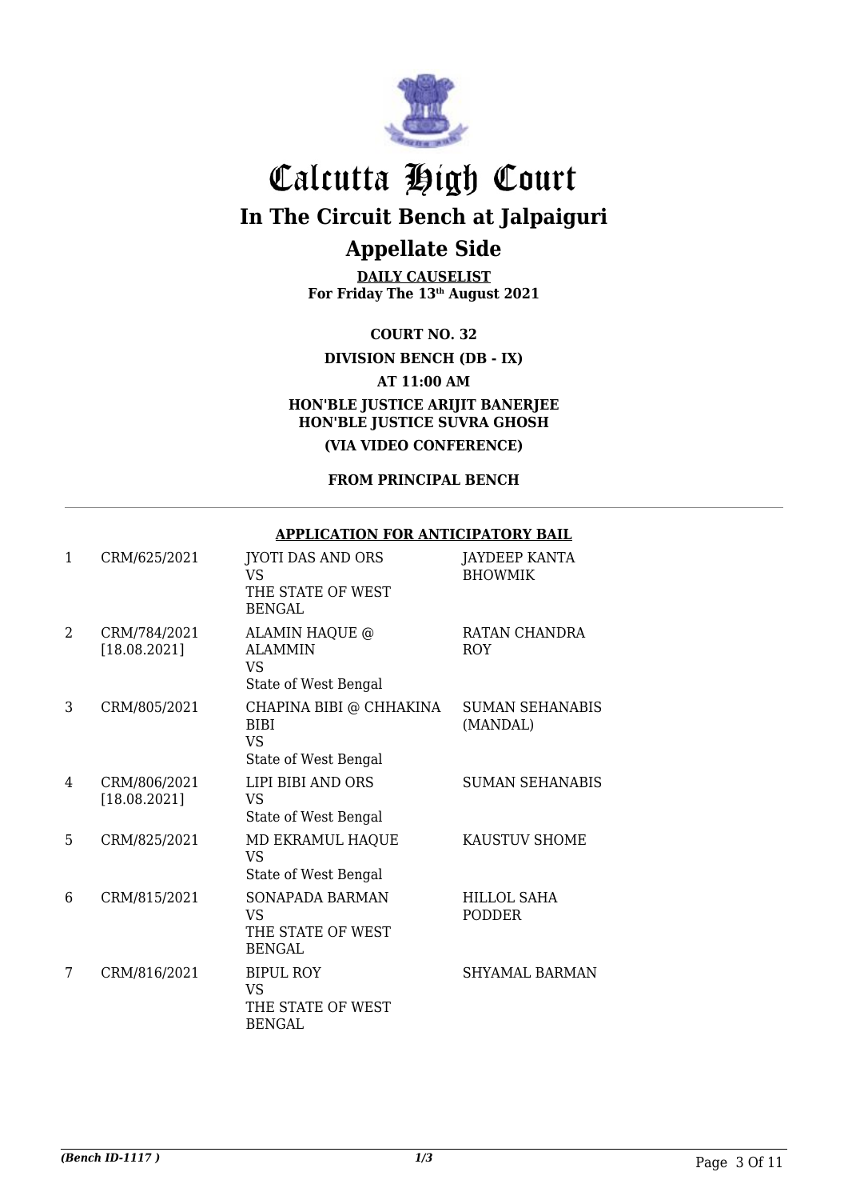# Calcutta High Court

## In The Circuit Bench at Jalpaiguri

## Appellate Side

**DAILY CAUSELIST**
**For Friday The 13th August 2021**

**COURT NO. 32**

**DIVISION BENCH (DB - IX)**

**AT 11:00 AM**

**HON'BLE JUSTICE ARIJIT BANERJEE**
**HON'BLE JUSTICE SUVRA GHOSH**

**(VIA VIDEO CONFERENCE)**

**FROM PRINCIPAL BENCH**

**APPLICATION FOR ANTICIPATORY BAIL**

| | | | |
|---|---|---|---|
| 1 | CRM/625/2021 | JYOTI DAS AND ORS<br>VS<br>THE STATE OF WEST BENGAL | JAYDEEP KANTA BHOWMIK |
| 2 | CRM/784/2021<br>[18.08.2021] | ALAMIN HAQUE @ ALAMMIN<br>VS<br>State of West Bengal | RATAN CHANDRA ROY |
| 3 | CRM/805/2021 | CHAPINA BIBI @ CHHAKINA BIBI<br>VS<br>State of West Bengal | SUMAN SEHANABIS (MANDAL) |
| 4 | CRM/806/2021<br>[18.08.2021] | LIPI BIBI AND ORS<br>VS<br>State of West Bengal | SUMAN SEHANABIS |
| 5 | CRM/825/2021 | MD EKRAMUL HAQUE<br>VS<br>State of West Bengal | KAUSTUV SHOME |
| 6 | CRM/815/2021 | SONAPADA BARMAN<br>VS<br>THE STATE OF WEST BENGAL | HILLOL SAHA PODDER |
| 7 | CRM/816/2021 | BIPUL ROY<br>VS<br>THE STATE OF WEST BENGAL | SHYAMAL BARMAN |

*(Bench ID-1117 )* 1/3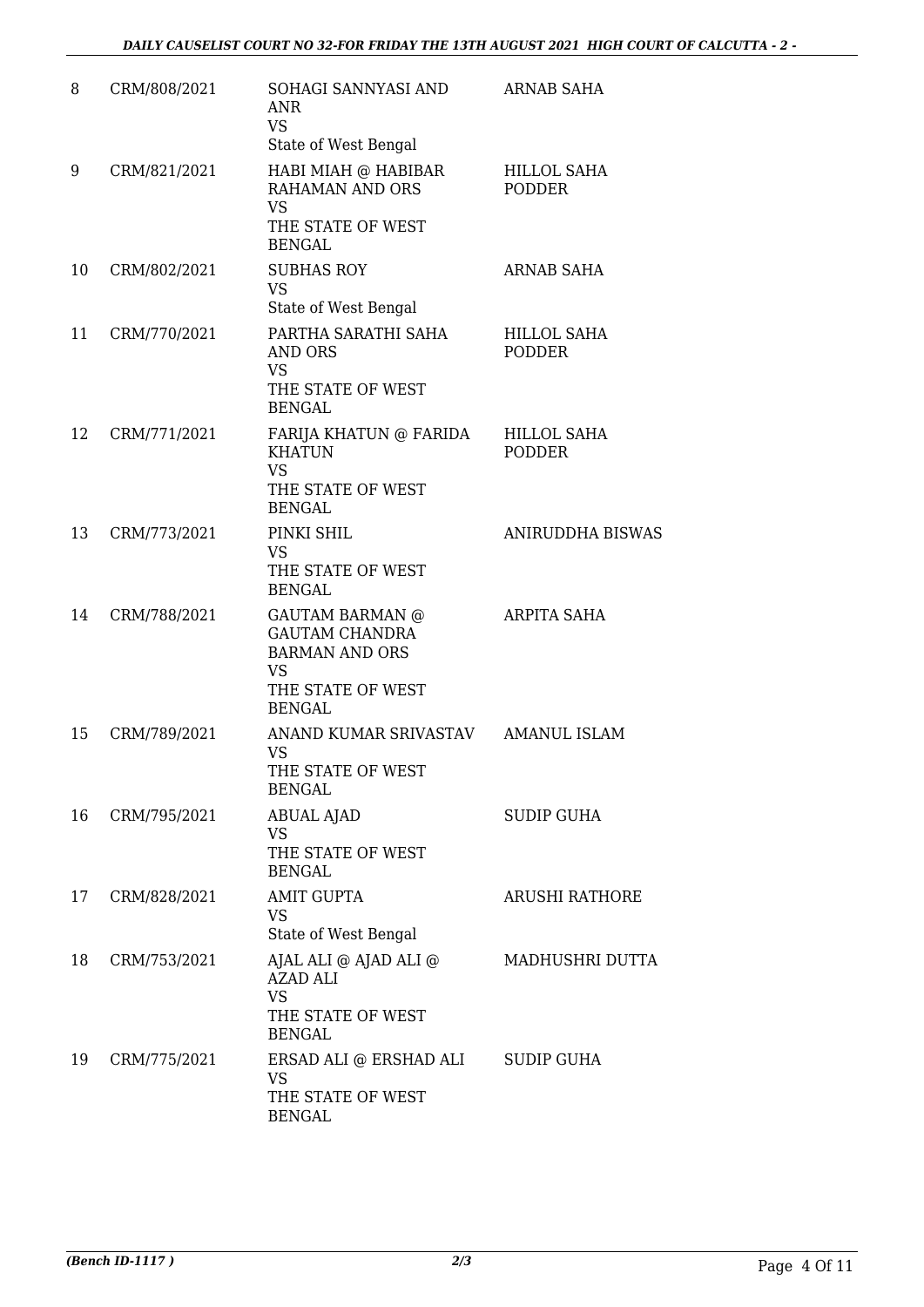| | | | |
|---|---|---|---|
| 8 | CRM/808/2021 | SOHAGI SANNYASI AND ANR<br>VS<br>State of West Bengal | ARNAB SAHA |
| 9 | CRM/821/2021 | HABI MIAH @ HABIBAR RAHAMAN AND ORS<br>VS<br>THE STATE OF WEST BENGAL | HILLOL SAHA PODDER |
| 10 | CRM/802/2021 | SUBHAS ROY<br>VS<br>State of West Bengal | ARNAB SAHA |
| 11 | CRM/770/2021 | PARTHA SARATHI SAHA AND ORS<br>VS<br>THE STATE OF WEST BENGAL | HILLOL SAHA PODDER |
| 12 | CRM/771/2021 | FARIJA KHATUN @ FARIDA KHATUN<br>VS<br>THE STATE OF WEST BENGAL | HILLOL SAHA PODDER |
| 13 | CRM/773/2021 | PINKI SHIL<br>VS<br>THE STATE OF WEST BENGAL | ANIRUDDHA BISWAS |
| 14 | CRM/788/2021 | GAUTAM BARMAN @ GAUTAM CHANDRA BARMAN AND ORS<br>VS<br>THE STATE OF WEST BENGAL | ARPITA SAHA |
| 15 | CRM/789/2021 | ANAND KUMAR SRIVASTAV<br>VS<br>THE STATE OF WEST BENGAL | AMANUL ISLAM |
| 16 | CRM/795/2021 | ABUAL AJAD<br>VS<br>THE STATE OF WEST BENGAL | SUDIP GUHA |
| 17 | CRM/828/2021 | AMIT GUPTA<br>VS<br>State of West Bengal | ARUSHI RATHORE |
| 18 | CRM/753/2021 | AJAL ALI @ AJAD ALI @ AZAD ALI<br>VS<br>THE STATE OF WEST BENGAL | MADHUSHRI DUTTA |
| 19 | CRM/775/2021 | ERSAD ALI @ ERSHAD ALI<br>VS<br>THE STATE OF WEST BENGAL | SUDIP GUHA |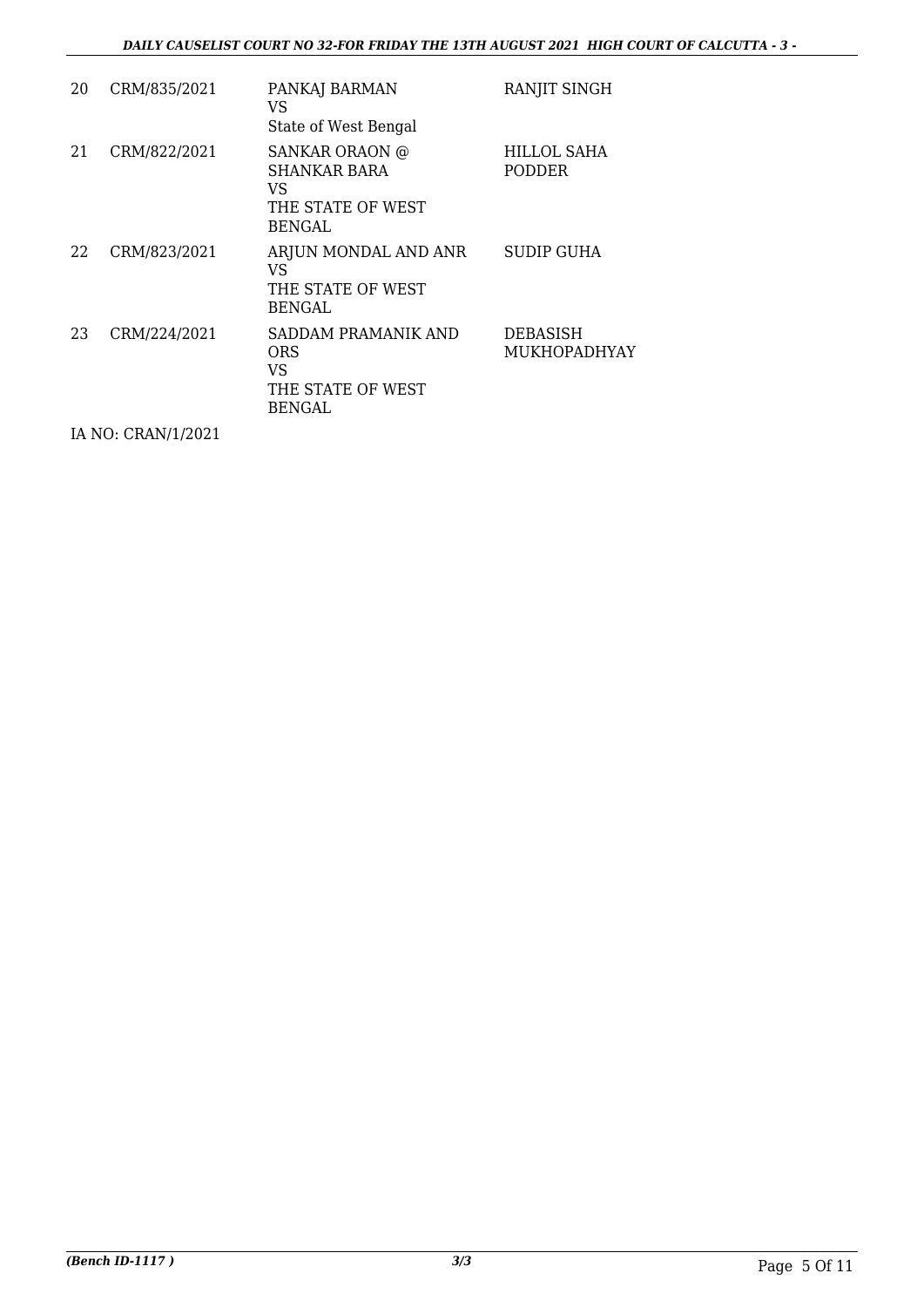| | | | |
|---|---|---|---|
| 20 | CRM/835/2021 | PANKAJ BARMAN<br>VS<br>State of West Bengal | RANJIT SINGH |
| 21 | CRM/822/2021 | SANKAR ORAON @<br>SHANKAR BARA<br>VS<br>THE STATE OF WEST<br>BENGAL | HILLOL SAHA<br>PODDER |
| 22 | CRM/823/2021 | ARJUN MONDAL AND ANR<br>VS<br>THE STATE OF WEST<br>BENGAL | SUDIP GUHA |
| 23 | CRM/224/2021 | SADDAM PRAMANIK AND<br>ORS<br>VS<br>THE STATE OF WEST<br>BENGAL | DEBASISH<br>MUKHOPADHYAY |

IA NO: CRAN/1/2021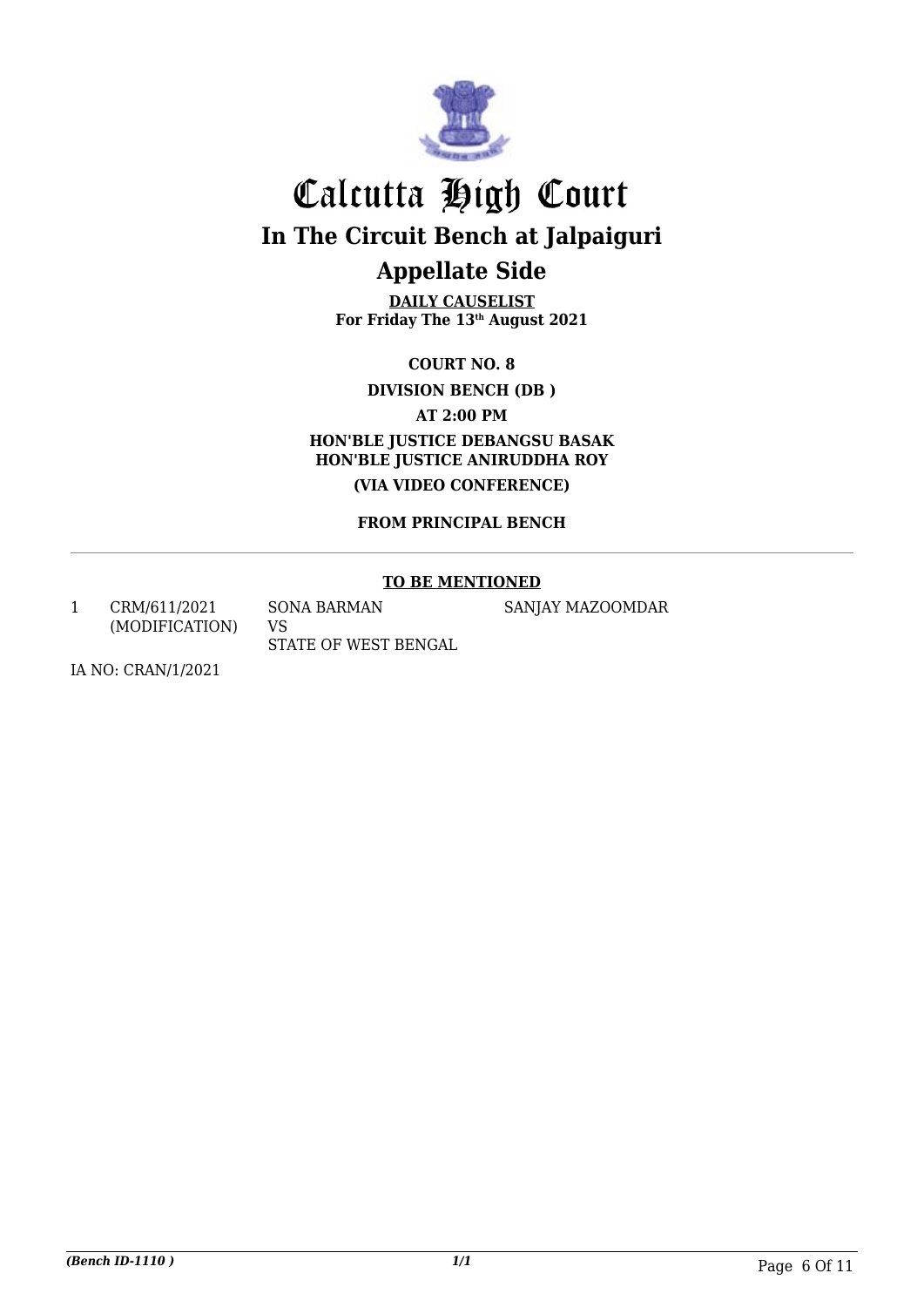# Calcutta High Court

## In The Circuit Bench at Jalpaiguri

## Appellate Side

**DAILY CAUSELIST**
**For Friday The 13th August 2021**

**COURT NO. 8**

**DIVISION BENCH (DB )**

**AT 2:00 PM**

**HON'BLE JUSTICE DEBANGSU BASAK**
**HON'BLE JUSTICE ANIRUDDHA ROY**

**(VIA VIDEO CONFERENCE)**

**FROM PRINCIPAL BENCH**

---

**TO BE MENTIONED**

| | | | |
|---|---|---|---|
| 1 | CRM/611/2021 (MODIFICATION) | SONA BARMAN VS STATE OF WEST BENGAL | SANJAY MAZOOMDAR |

IA NO: CRAN/1/2021

*(Bench ID-1110 )*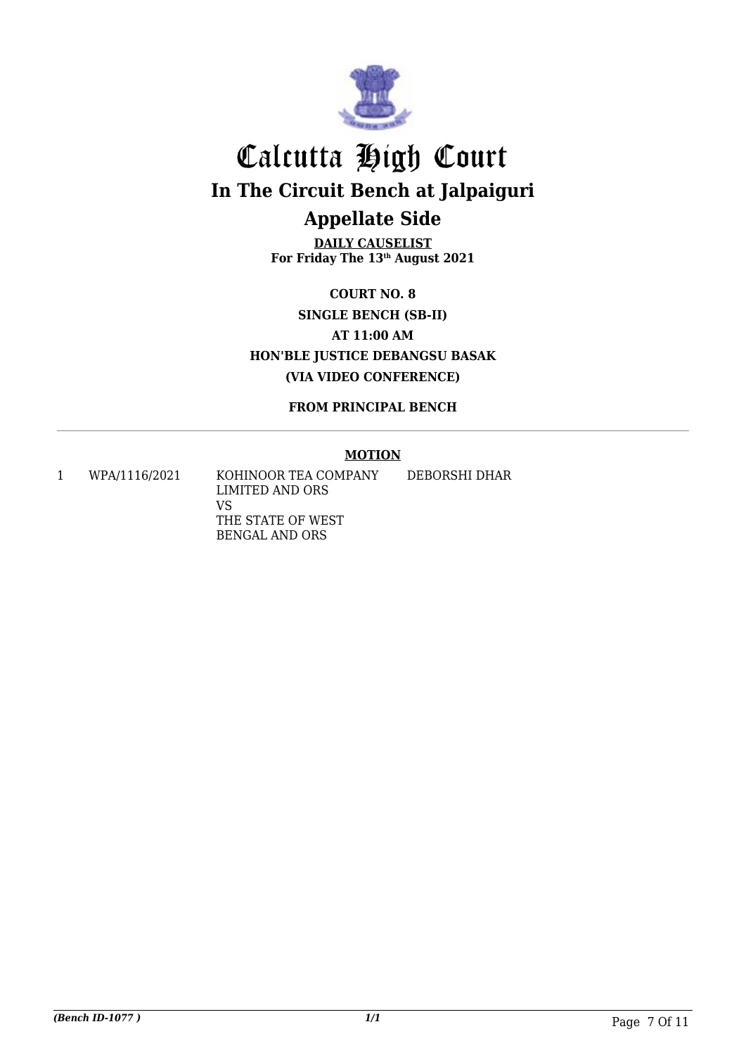# Calcutta High Court

## In The Circuit Bench at Jalpaiguri

## Appellate Side

**DAILY CAUSELIST**
**For Friday The 13th August 2021**

**COURT NO. 8**
**SINGLE BENCH (SB-II)**
**AT 11:00 AM**
**HON'BLE JUSTICE DEBANGSU BASAK**
**(VIA VIDEO CONFERENCE)**

**FROM PRINCIPAL BENCH**

**MOTION**

| | | | |
|---|---|---|---|
| 1 | WPA/1116/2021 | KOHINOOR TEA COMPANY LIMITED AND ORS<br>VS<br>THE STATE OF WEST BENGAL AND ORS | DEBORSHI DHAR |

*(Bench ID-1077 )*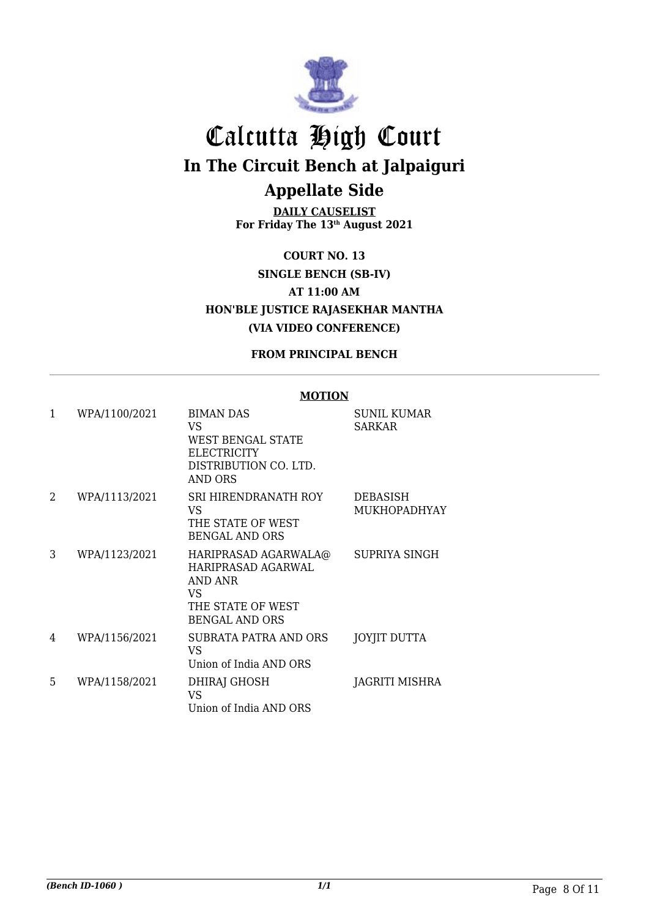# Calcutta High Court

## In The Circuit Bench at Jalpaiguri

## Appellate Side

**DAILY CAUSELIST**
**For Friday The 13th August 2021**

**COURT NO. 13**
**SINGLE BENCH (SB-IV)**
**AT 11:00 AM**
**HON'BLE JUSTICE RAJASEKHAR MANTHA**
**(VIA VIDEO CONFERENCE)**

**FROM PRINCIPAL BENCH**

**MOTION**

| | | | |
|---|---|---|---|
| 1 | WPA/1100/2021 | BIMAN DAS VS WEST BENGAL STATE ELECTRICITY DISTRIBUTION CO. LTD. AND ORS | SUNIL KUMAR SARKAR |
| 2 | WPA/1113/2021 | SRI HIRENDRANATH ROY VS THE STATE OF WEST BENGAL AND ORS | DEBASISH MUKHOPADHYAY |
| 3 | WPA/1123/2021 | HARIPRASAD AGARWALA@ HARIPRASAD AGARWAL AND ANR VS THE STATE OF WEST BENGAL AND ORS | SUPRIYA SINGH |
| 4 | WPA/1156/2021 | SUBRATA PATRA AND ORS VS Union of India AND ORS | JOYJIT DUTTA |
| 5 | WPA/1158/2021 | DHIRAJ GHOSH VS Union of India AND ORS | JAGRITI MISHRA |

*(Bench ID-1060 )*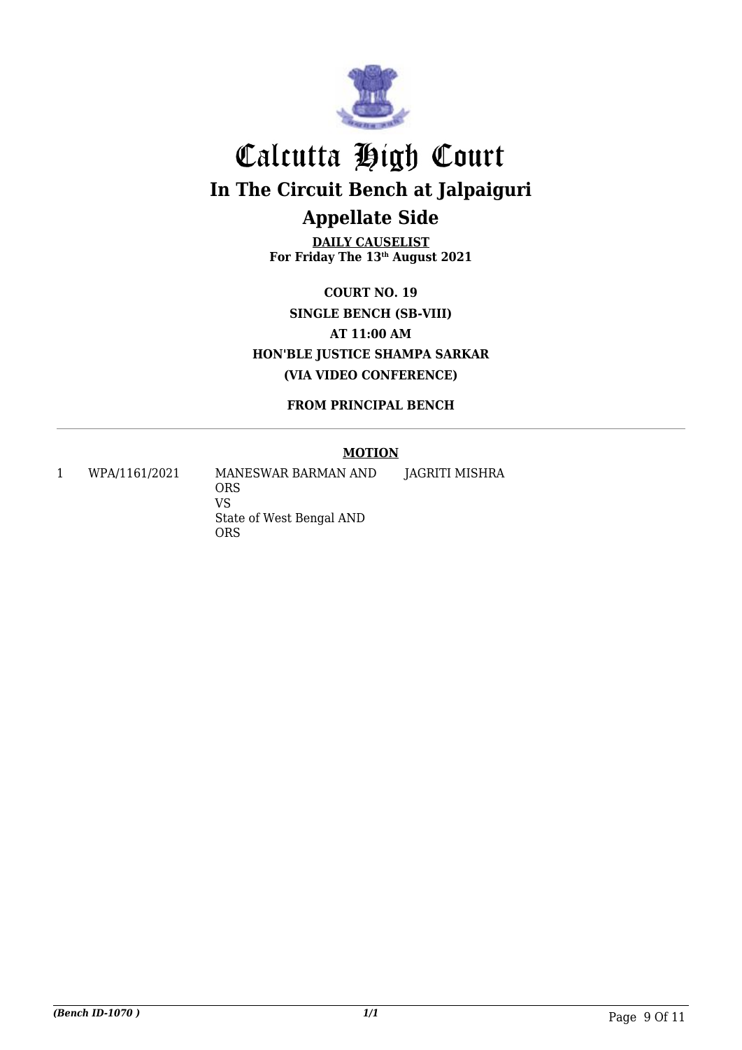# Calcutta High Court

## In The Circuit Bench at Jalpaiguri

## Appellate Side

**DAILY CAUSELIST**
**For Friday The 13th August 2021**

**COURT NO. 19**
**SINGLE BENCH (SB-VIII)**
**AT 11:00 AM**
**HON'BLE JUSTICE SHAMPA SARKAR**
**(VIA VIDEO CONFERENCE)**

**FROM PRINCIPAL BENCH**

**MOTION**

| | | | |
|---|---|---|---|
| 1 | WPA/1161/2021 | MANESWAR BARMAN AND ORS VS State of West Bengal AND ORS | JAGRITI MISHRA |

*(Bench ID-1070 )*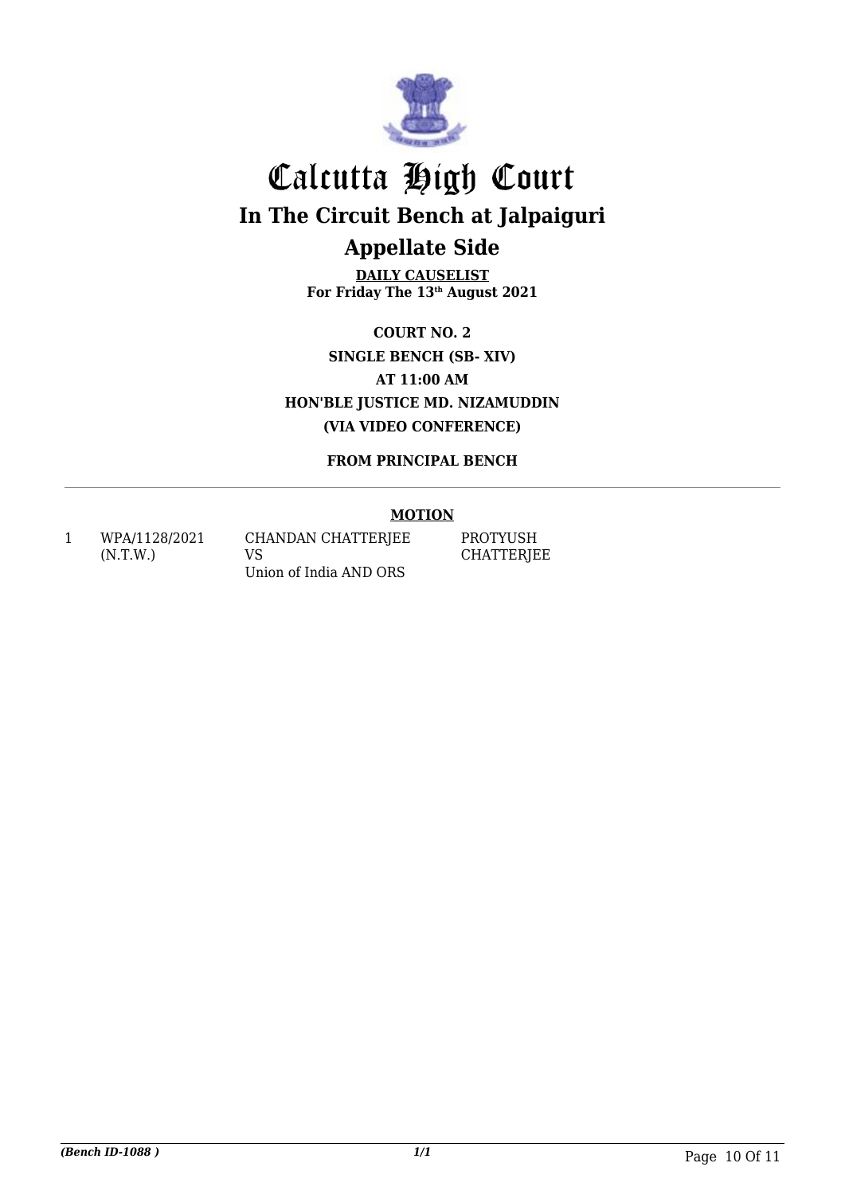# Calcutta High Court

## In The Circuit Bench at Jalpaiguri

## Appellate Side

**DAILY CAUSELIST**
**For Friday The 13th August 2021**

**COURT NO. 2**
**SINGLE BENCH (SB- XIV)**
**AT 11:00 AM**
**HON'BLE JUSTICE MD. NIZAMUDDIN**
**(VIA VIDEO CONFERENCE)**

**FROM PRINCIPAL BENCH**

---

**MOTION**

| | | | |
|---|---|---|---|
| 1 | WPA/1128/2021 (N.T.W.) | CHANDAN CHATTERJEE VS Union of India AND ORS | PROTYUSH CHATTERJEE |

*(Bench ID-1088 )* 1/1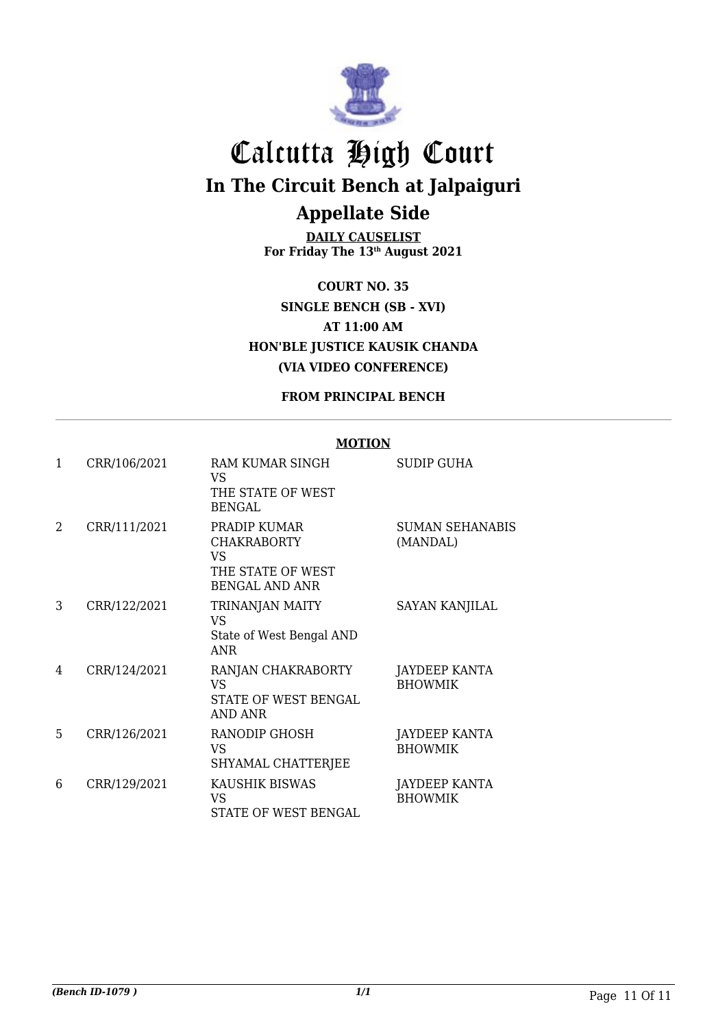# Calcutta High Court

## In The Circuit Bench at Jalpaiguri

## Appellate Side

**DAILY CAUSELIST**
**For Friday The 13th August 2021**

**COURT NO. 35**
**SINGLE BENCH (SB - XVI)**
**AT 11:00 AM**
**HON'BLE JUSTICE KAUSIK CHANDA**
**(VIA VIDEO CONFERENCE)**

**FROM PRINCIPAL BENCH**

**MOTION**

| | | | |
|---|---|---|---|
| 1 | CRR/106/2021 | RAM KUMAR SINGH VS THE STATE OF WEST BENGAL | SUDIP GUHA |
| 2 | CRR/111/2021 | PRADIP KUMAR CHAKRABORTY VS THE STATE OF WEST BENGAL AND ANR | SUMAN SEHANABIS (MANDAL) |
| 3 | CRR/122/2021 | TRINANJAN MAITY VS State of West Bengal AND ANR | SAYAN KANJILAL |
| 4 | CRR/124/2021 | RANJAN CHAKRABORTY VS STATE OF WEST BENGAL AND ANR | JAYDEEP KANTA BHOWMIK |
| 5 | CRR/126/2021 | RANODIP GHOSH VS SHYAMAL CHATTERJEE | JAYDEEP KANTA BHOWMIK |
| 6 | CRR/129/2021 | KAUSHIK BISWAS VS STATE OF WEST BENGAL | JAYDEEP KANTA BHOWMIK |

*(Bench ID-1079 )*